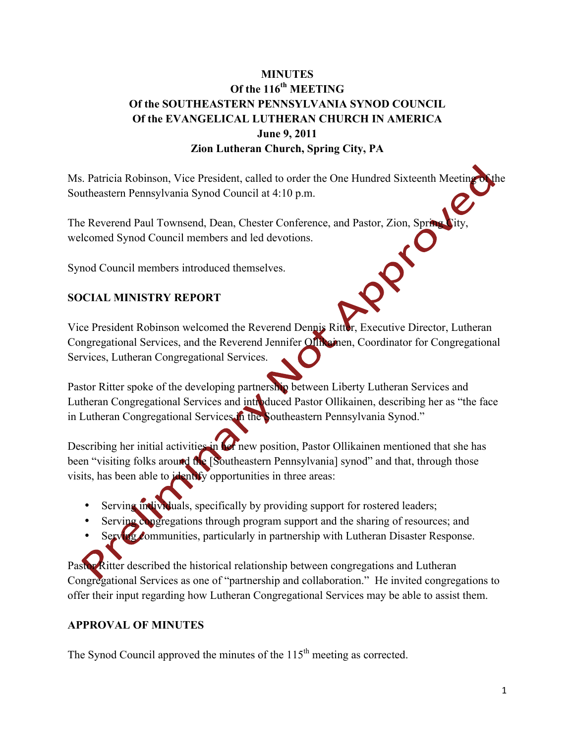**MINUTES**
**Of the 116th MEETING**
**Of the SOUTHEASTERN PENNSYLVANIA SYNOD COUNCIL**
**Of the EVANGELICAL LUTHERAN CHURCH IN AMERICA**
**June 9, 2011**
**Zion Lutheran Church, Spring City, PA**

Ms. Patricia Robinson, Vice President, called to order the One Hundred Sixteenth Meeting of the Southeastern Pennsylvania Synod Council at 4:10 p.m.

The Reverend Paul Townsend, Dean, Chester Conference, and Pastor, Zion, Spring City, welcomed Synod Council members and led devotions.

Synod Council members introduced themselves.

## SOCIAL MINISTRY REPORT

Vice President Robinson welcomed the Reverend Dennis Ritter, Executive Director, Lutheran Congregational Services, and the Reverend Jennifer Ollikainen, Coordinator for Congregational Services, Lutheran Congregational Services.

Pastor Ritter spoke of the developing partnership between Liberty Lutheran Services and Lutheran Congregational Services and introduced Pastor Ollikainen, describing her as "the face in Lutheran Congregational Services in the Southeastern Pennsylvania Synod."

Describing her initial activities in her new position, Pastor Ollikainen mentioned that she has been "visiting folks around the [Southeastern Pennsylvania] synod" and that, through those visits, has been able to identify opportunities in three areas:

- Serving individuals, specifically by providing support for rostered leaders;
- Serving congregations through program support and the sharing of resources; and
- Serving communities, particularly in partnership with Lutheran Disaster Response.

Pastor Ritter described the historical relationship between congregations and Lutheran Congregational Services as one of "partnership and collaboration." He invited congregations to offer their input regarding how Lutheran Congregational Services may be able to assist them.

## APPROVAL OF MINUTES

The Synod Council approved the minutes of the 115th meeting as corrected.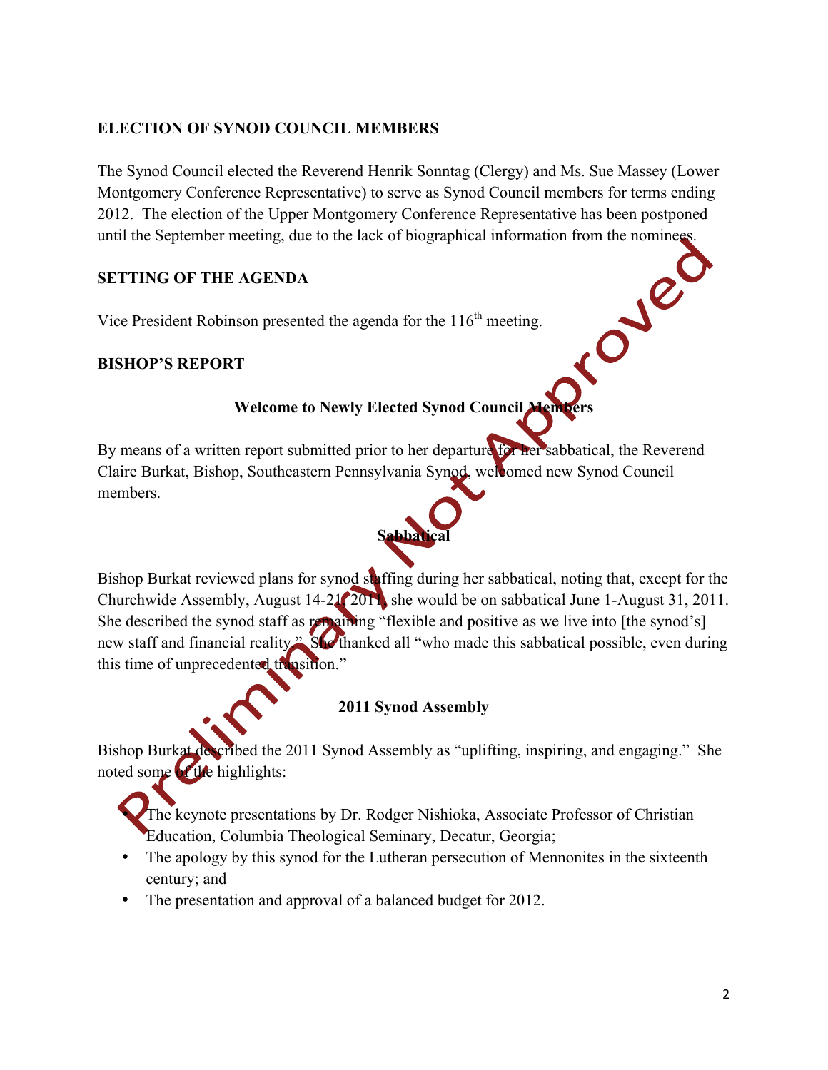## ELECTION OF SYNOD COUNCIL MEMBERS

The Synod Council elected the Reverend Henrik Sonntag (Clergy) and Ms. Sue Massey (Lower Montgomery Conference Representative) to serve as Synod Council members for terms ending 2012. The election of the Upper Montgomery Conference Representative has been postponed until the September meeting, due to the lack of biographical information from the nominees.

## SETTING OF THE AGENDA

Vice President Robinson presented the agenda for the 116th meeting.

## BISHOP'S REPORT

### Welcome to Newly Elected Synod Council Members

By means of a written report submitted prior to her departure for her sabbatical, the Reverend Claire Burkat, Bishop, Southeastern Pennsylvania Synod, welcomed new Synod Council members.

### Sabbatical

Bishop Burkat reviewed plans for synod staffing during her sabbatical, noting that, except for the Churchwide Assembly, August 14-21, 2011, she would be on sabbatical June 1-August 31, 2011. She described the synod staff as remaining "flexible and positive as we live into [the synod's] new staff and financial reality." She thanked all "who made this sabbatical possible, even during this time of unprecedented transition."

### 2011 Synod Assembly

Bishop Burkat described the 2011 Synod Assembly as "uplifting, inspiring, and engaging." She noted some of the highlights:

- The keynote presentations by Dr. Rodger Nishioka, Associate Professor of Christian Education, Columbia Theological Seminary, Decatur, Georgia;
- The apology by this synod for the Lutheran persecution of Mennonites in the sixteenth century; and
- The presentation and approval of a balanced budget for 2012.

Preliminary Not Approved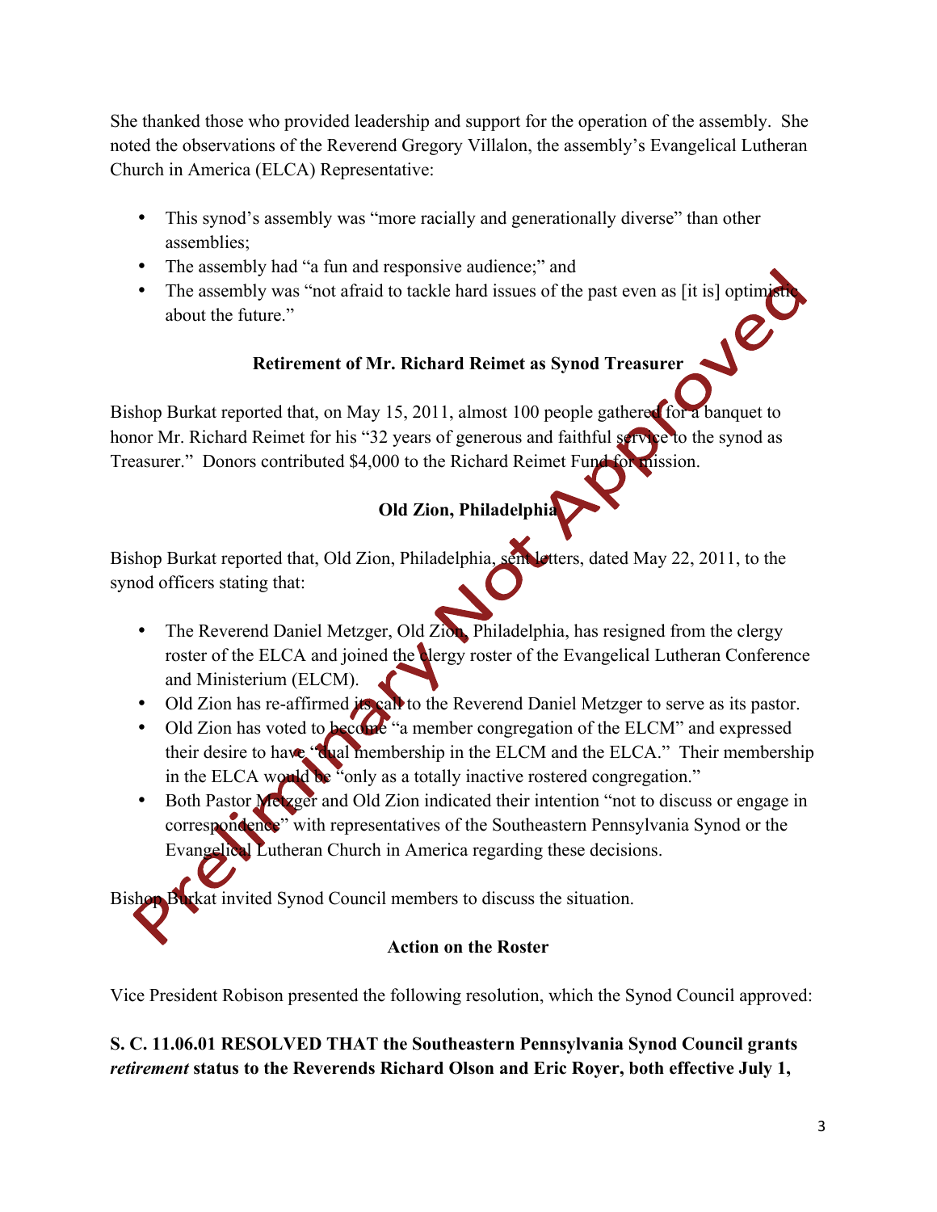She thanked those who provided leadership and support for the operation of the assembly. She noted the observations of the Reverend Gregory Villalon, the assembly's Evangelical Lutheran Church in America (ELCA) Representative:

- This synod's assembly was "more racially and generationally diverse" than other assemblies;
- The assembly had "a fun and responsive audience;" and
- The assembly was "not afraid to tackle hard issues of the past even as [it is] optimistic about the future."

**Retirement of Mr. Richard Reimet as Synod Treasurer**

Bishop Burkat reported that, on May 15, 2011, almost 100 people gathered for a banquet to honor Mr. Richard Reimet for his "32 years of generous and faithful service to the synod as Treasurer." Donors contributed $4,000 to the Richard Reimet Fund for mission.

**Old Zion, Philadelphia**

Bishop Burkat reported that, Old Zion, Philadelphia, sent letters, dated May 22, 2011, to the synod officers stating that:

- The Reverend Daniel Metzger, Old Zion, Philadelphia, has resigned from the clergy roster of the ELCA and joined the clergy roster of the Evangelical Lutheran Conference and Ministerium (ELCM).
- Old Zion has re-affirmed its call to the Reverend Daniel Metzger to serve as its pastor.
- Old Zion has voted to become "a member congregation of the ELCM" and expressed their desire to have "dual membership in the ELCM and the ELCA." Their membership in the ELCA would be "only as a totally inactive rostered congregation."
- Both Pastor Metzger and Old Zion indicated their intention "not to discuss or engage in correspondence" with representatives of the Southeastern Pennsylvania Synod or the Evangelical Lutheran Church in America regarding these decisions.

Bishop Burkat invited Synod Council members to discuss the situation.

**Action on the Roster**

Vice President Robison presented the following resolution, which the Synod Council approved:

**S. C. 11.06.01 RESOLVED THAT the Southeastern Pennsylvania Synod Council grants *retirement* status to the Reverends Richard Olson and Eric Royer, both effective July 1,**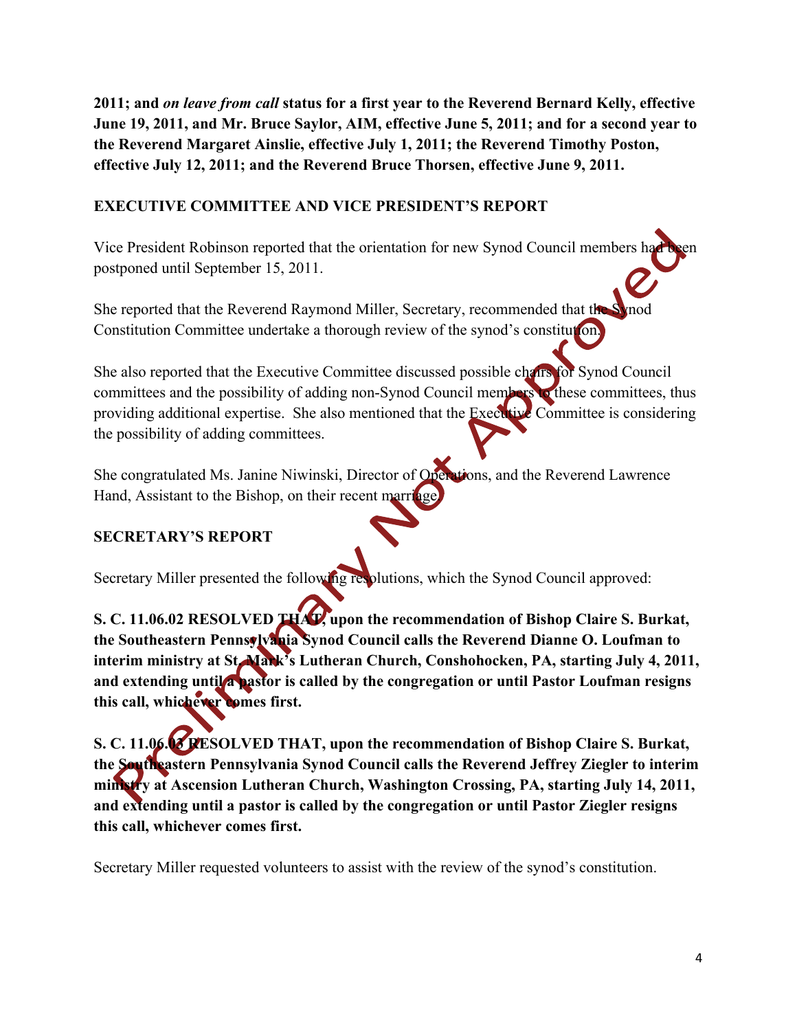**2011; and *on leave from call* status for a first year to the Reverend Bernard Kelly, effective June 19, 2011, and Mr. Bruce Saylor, AIM, effective June 5, 2011; and for a second year to the Reverend Margaret Ainslie, effective July 1, 2011; the Reverend Timothy Poston, effective July 12, 2011; and the Reverend Bruce Thorsen, effective June 9, 2011.**

## EXECUTIVE COMMITTEE AND VICE PRESIDENT'S REPORT

Vice President Robinson reported that the orientation for new Synod Council members had been postponed until September 15, 2011.

She reported that the Reverend Raymond Miller, Secretary, recommended that the Synod Constitution Committee undertake a thorough review of the synod's constitution.

She also reported that the Executive Committee discussed possible chairs for Synod Council committees and the possibility of adding non-Synod Council members to these committees, thus providing additional expertise. She also mentioned that the Executive Committee is considering the possibility of adding committees.

She congratulated Ms. Janine Niwinski, Director of Operations, and the Reverend Lawrence Hand, Assistant to the Bishop, on their recent marriage.

## SECRETARY'S REPORT

Secretary Miller presented the following resolutions, which the Synod Council approved:

**S. C. 11.06.02 RESOLVED THAT, upon the recommendation of Bishop Claire S. Burkat, the Southeastern Pennsylvania Synod Council calls the Reverend Dianne O. Loufman to interim ministry at St. Mark's Lutheran Church, Conshohocken, PA, starting July 4, 2011, and extending until a pastor is called by the congregation or until Pastor Loufman resigns this call, whichever comes first.**

**S. C. 11.06.03 RESOLVED THAT, upon the recommendation of Bishop Claire S. Burkat, the Southeastern Pennsylvania Synod Council calls the Reverend Jeffrey Ziegler to interim ministry at Ascension Lutheran Church, Washington Crossing, PA, starting July 14, 2011, and extending until a pastor is called by the congregation or until Pastor Ziegler resigns this call, whichever comes first.**

Secretary Miller requested volunteers to assist with the review of the synod's constitution.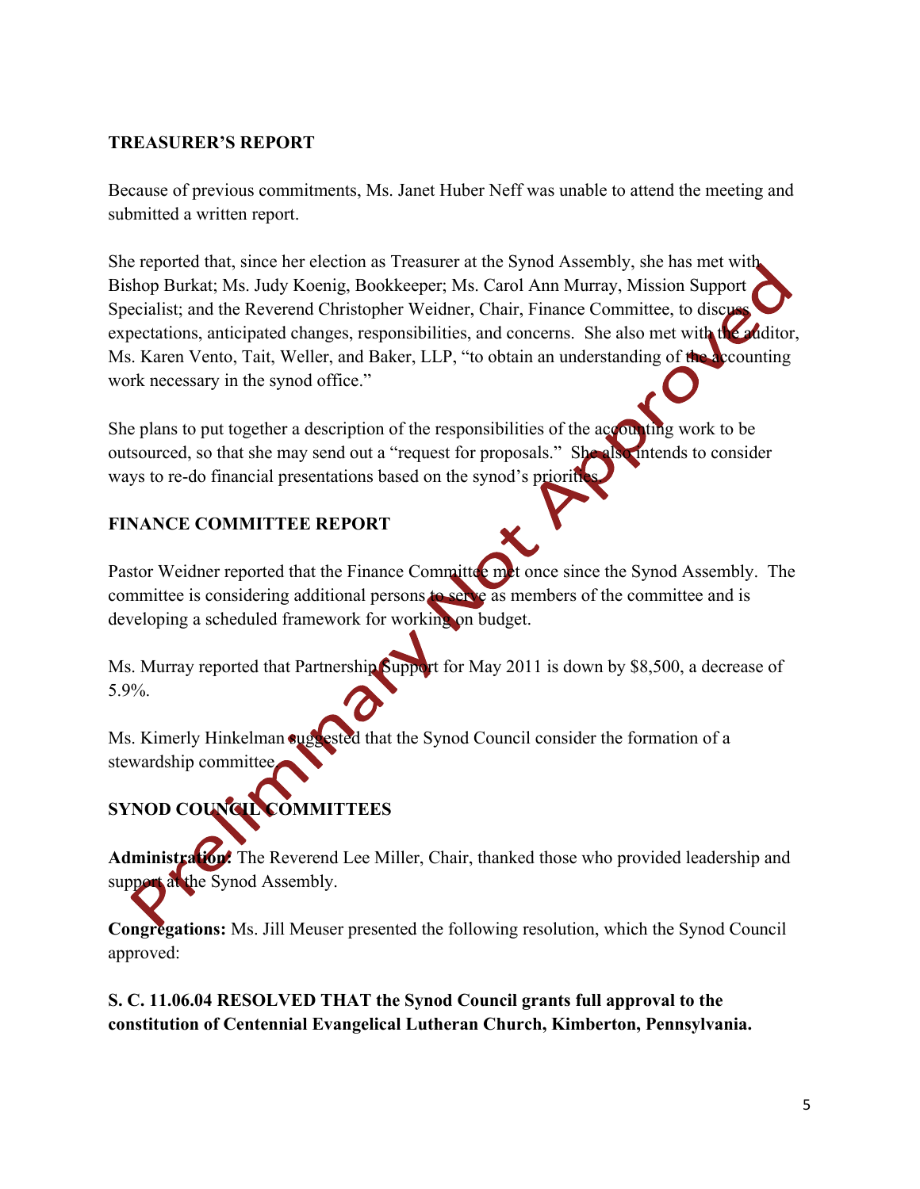## TREASURER'S REPORT

Because of previous commitments, Ms. Janet Huber Neff was unable to attend the meeting and submitted a written report.

She reported that, since her election as Treasurer at the Synod Assembly, she has met with Bishop Burkat; Ms. Judy Koenig, Bookkeeper; Ms. Carol Ann Murray, Mission Support Specialist; and the Reverend Christopher Weidner, Chair, Finance Committee, to discuss expectations, anticipated changes, responsibilities, and concerns. She also met with the auditor, Ms. Karen Vento, Tait, Weller, and Baker, LLP, "to obtain an understanding of the accounting work necessary in the synod office."

She plans to put together a description of the responsibilities of the accounting work to be outsourced, so that she may send out a "request for proposals." She also intends to consider ways to re-do financial presentations based on the synod's priorities.

## FINANCE COMMITTEE REPORT

Pastor Weidner reported that the Finance Committee met once since the Synod Assembly. The committee is considering additional persons to serve as members of the committee and is developing a scheduled framework for working on budget.

Ms. Murray reported that Partnership Support for May 2011 is down by $8,500, a decrease of 5.9%.

Ms. Kimerly Hinkelman suggested that the Synod Council consider the formation of a stewardship committee.

## SYNOD COUNCIL COMMITTEES

**Administration:** The Reverend Lee Miller, Chair, thanked those who provided leadership and support at the Synod Assembly.

**Congregations:** Ms. Jill Meuser presented the following resolution, which the Synod Council approved:

**S. C. 11.06.04 RESOLVED THAT the Synod Council grants full approval to the constitution of Centennial Evangelical Lutheran Church, Kimberton, Pennsylvania.**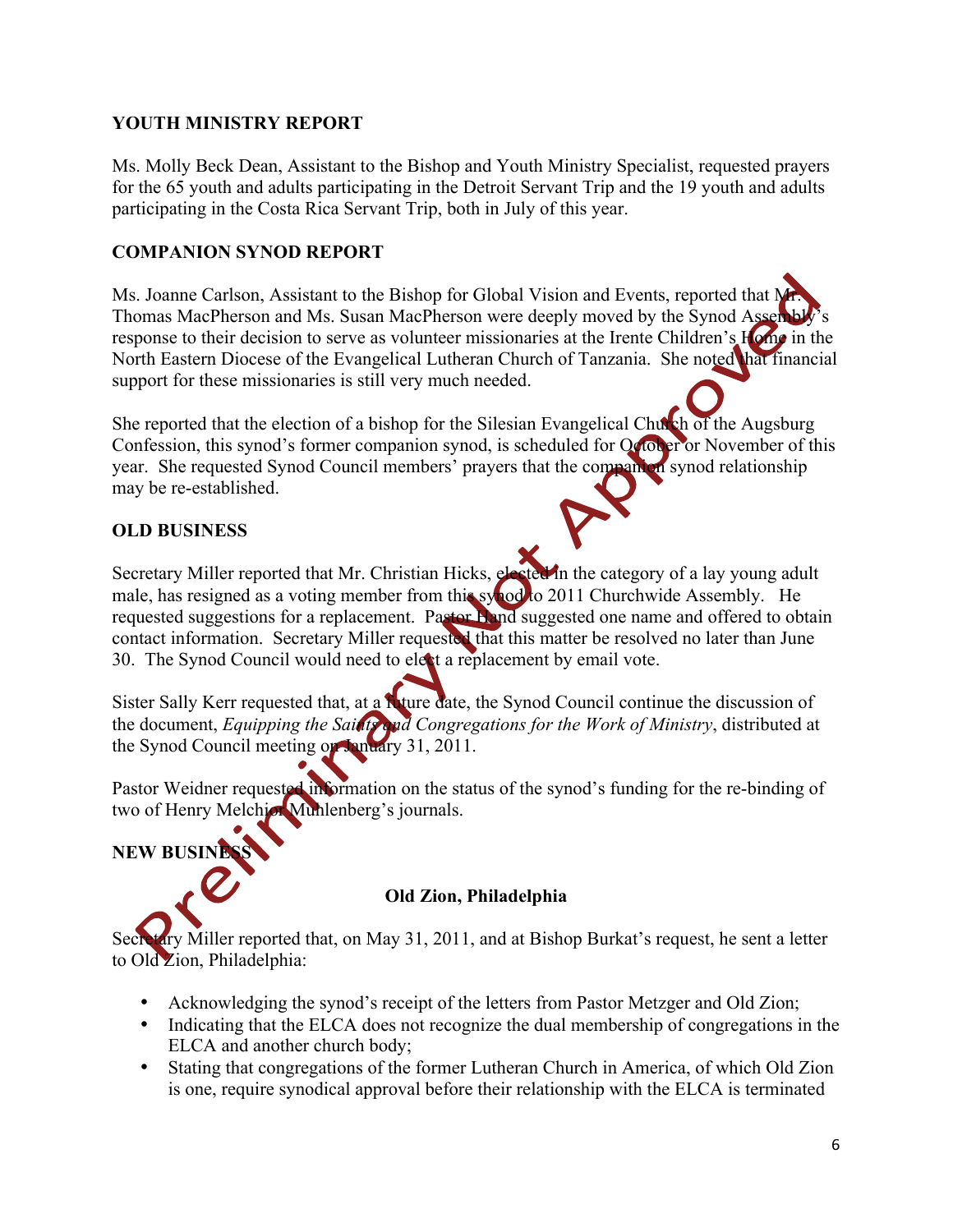## YOUTH MINISTRY REPORT

Ms. Molly Beck Dean, Assistant to the Bishop and Youth Ministry Specialist, requested prayers for the 65 youth and adults participating in the Detroit Servant Trip and the 19 youth and adults participating in the Costa Rica Servant Trip, both in July of this year.

## COMPANION SYNOD REPORT

Ms. Joanne Carlson, Assistant to the Bishop for Global Vision and Events, reported that Mr. Thomas MacPherson and Ms. Susan MacPherson were deeply moved by the Synod Assembly's response to their decision to serve as volunteer missionaries at the Irente Children's Home in the North Eastern Diocese of the Evangelical Lutheran Church of Tanzania. She noted that financial support for these missionaries is still very much needed.

She reported that the election of a bishop for the Silesian Evangelical Church of the Augsburg Confession, this synod's former companion synod, is scheduled for October or November of this year. She requested Synod Council members' prayers that the companion synod relationship may be re-established.

## OLD BUSINESS

Secretary Miller reported that Mr. Christian Hicks, elected in the category of a lay young adult male, has resigned as a voting member from this synod to 2011 Churchwide Assembly. He requested suggestions for a replacement. Pastor Hand suggested one name and offered to obtain contact information. Secretary Miller requested that this matter be resolved no later than June 30. The Synod Council would need to elect a replacement by email vote.

Sister Sally Kerr requested that, at a future date, the Synod Council continue the discussion of the document, *Equipping the Saints and Congregations for the Work of Ministry*, distributed at the Synod Council meeting on January 31, 2011.

Pastor Weidner requested information on the status of the synod's funding for the re-binding of two of Henry Melchior Muhlenberg's journals.

## NEW BUSINESS

### Old Zion, Philadelphia

Secretary Miller reported that, on May 31, 2011, and at Bishop Burkat's request, he sent a letter to Old Zion, Philadelphia:

- Acknowledging the synod's receipt of the letters from Pastor Metzger and Old Zion;
- Indicating that the ELCA does not recognize the dual membership of congregations in the ELCA and another church body;
- Stating that congregations of the former Lutheran Church in America, of which Old Zion is one, require synodical approval before their relationship with the ELCA is terminated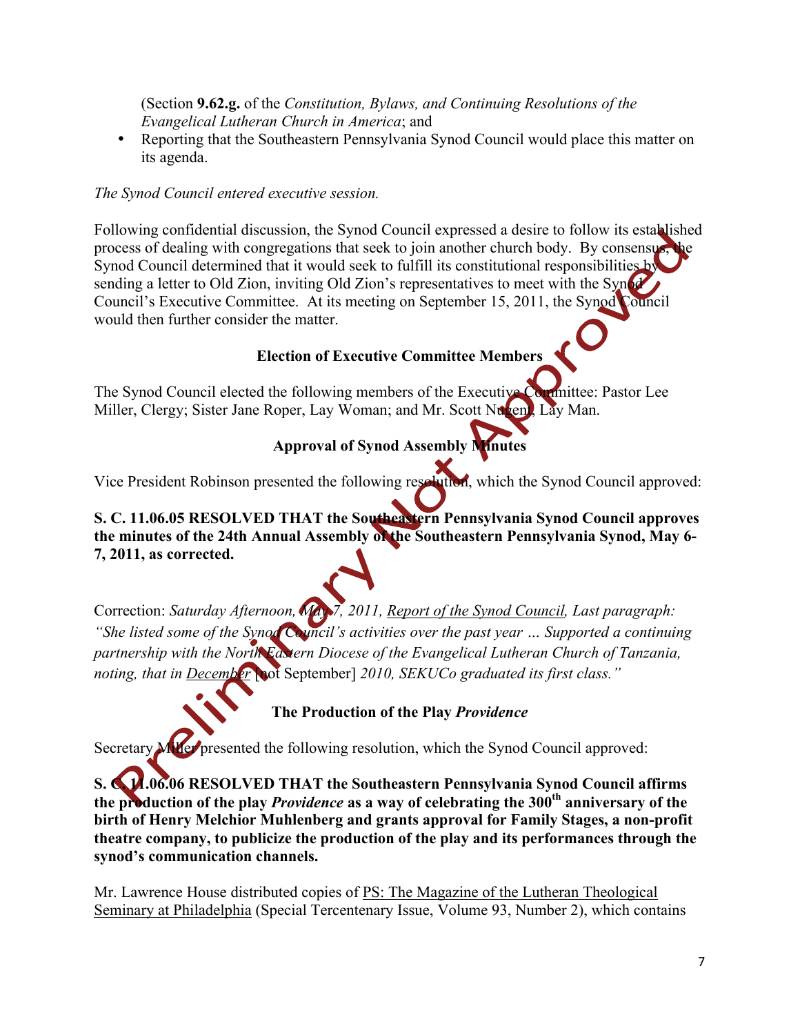(Section **9.62.g.** of the *Constitution, Bylaws, and Continuing Resolutions of the Evangelical Lutheran Church in America*; and

- Reporting that the Southeastern Pennsylvania Synod Council would place this matter on its agenda.

*The Synod Council entered executive session.*

Following confidential discussion, the Synod Council expressed a desire to follow its established process of dealing with congregations that seek to join another church body. By consensus, the Synod Council determined that it would seek to fulfill its constitutional responsibilities by sending a letter to Old Zion, inviting Old Zion's representatives to meet with the Synod Council's Executive Committee. At its meeting on September 15, 2011, the Synod Council would then further consider the matter.

### Election of Executive Committee Members

The Synod Council elected the following members of the Executive Committee: Pastor Lee Miller, Clergy; Sister Jane Roper, Lay Woman; and Mr. Scott Nugent, Lay Man.

### Approval of Synod Assembly Minutes

Vice President Robinson presented the following resolution, which the Synod Council approved:

**S. C. 11.06.05 RESOLVED THAT the Southeastern Pennsylvania Synod Council approves the minutes of the 24th Annual Assembly of the Southeastern Pennsylvania Synod, May 6-7, 2011, as corrected.**

Correction: *Saturday Afternoon, May 7, 2011,* Report of the Synod Council*, Last paragraph: "She listed some of the Synod Council's activities over the past year … Supported a continuing partnership with the North Eastern Diocese of the Evangelical Lutheran Church of Tanzania, noting, that in* December [not September] *2010, SEKUCo graduated its first class."*

### The Production of the Play *Providence*

Secretary Miller presented the following resolution, which the Synod Council approved:

**S. C. 11.06.06 RESOLVED THAT the Southeastern Pennsylvania Synod Council affirms the production of the play *Providence* as a way of celebrating the 300th anniversary of the birth of Henry Melchior Muhlenberg and grants approval for Family Stages, a non-profit theatre company, to publicize the production of the play and its performances through the synod's communication channels.**

Mr. Lawrence House distributed copies of PS: The Magazine of the Lutheran Theological Seminary at Philadelphia (Special Tercentenary Issue, Volume 93, Number 2), which contains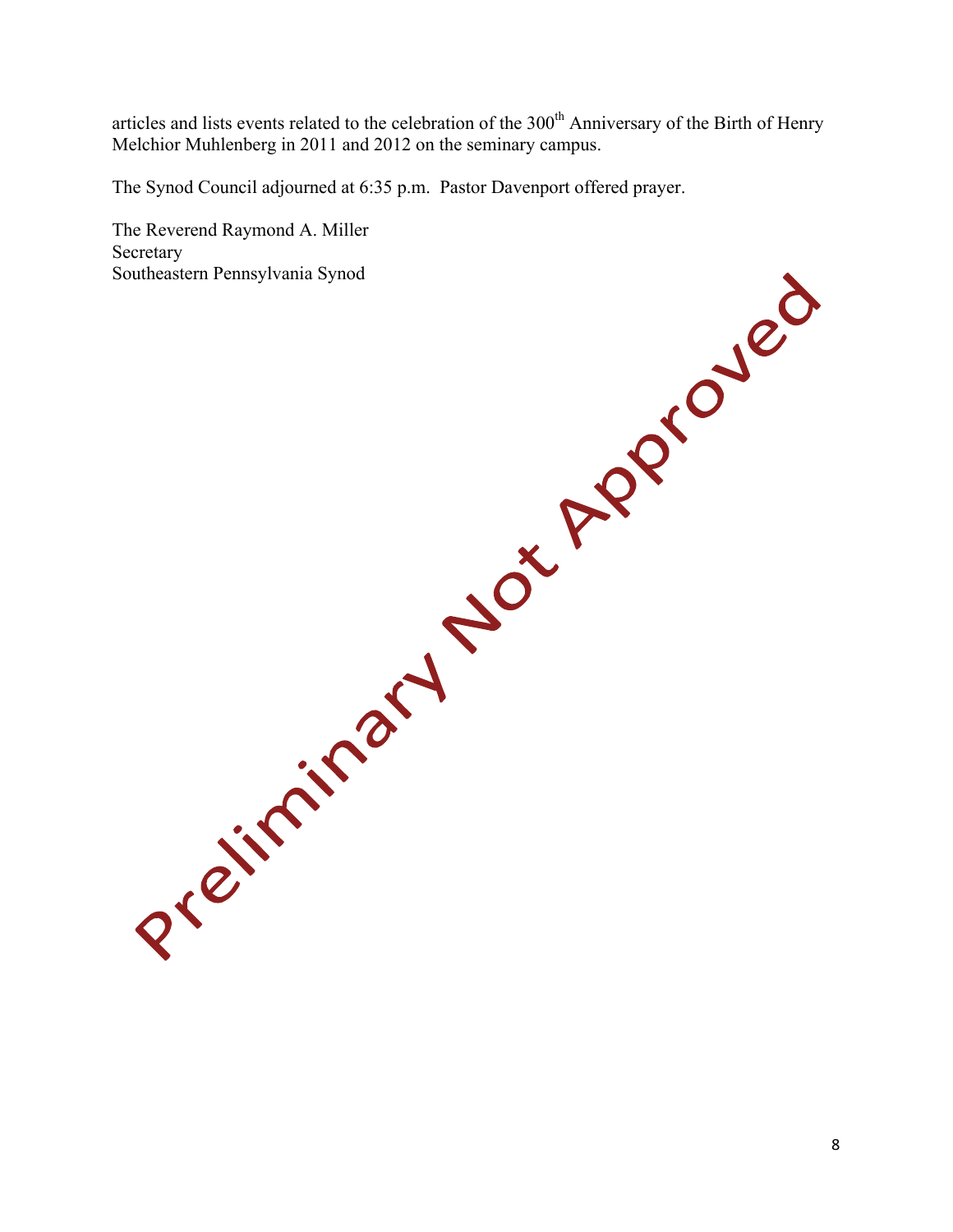articles and lists events related to the celebration of the 300th Anniversary of the Birth of Henry Melchior Muhlenberg in 2011 and 2012 on the seminary campus.

The Synod Council adjourned at 6:35 p.m. Pastor Davenport offered prayer.

The Reverend Raymond A. Miller
Secretary
Southeastern Pennsylvania Synod

Preliminary Not Approved